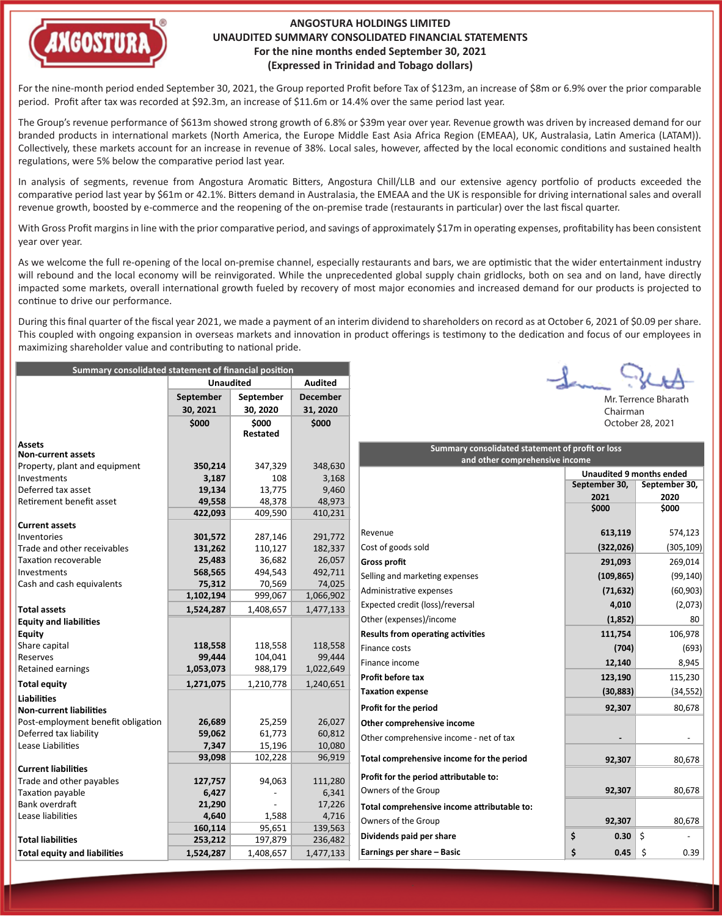# ANGOSTURA HOLDINGS LIMITED

## UNAUDITED SUMMARY CONSOLIDATED FINANCIAL STATEMENTS

### For the nine months ended September 30, 2021

### (Expressed in Trinidad and Tobago dollars)

For the nine-month period ended September 30, 2021, the Group reported Profit before Tax of $123m, an increase of $8m or 6.9% over the prior comparable period. Profit after tax was recorded at $92.3m, an increase of $11.6m or 14.4% over the same period last year.

The Group's revenue performance of $613m showed strong growth of 6.8% or $39m year over year. Revenue growth was driven by increased demand for our branded products in international markets (North America, the Europe Middle East Asia Africa Region (EMEAA), UK, Australasia, Latin America (LATAM)). Collectively, these markets account for an increase in revenue of 38%. Local sales, however, affected by the local economic conditions and sustained health regulations, were 5% below the comparative period last year.

In analysis of segments, revenue from Angostura Aromatic Bitters, Angostura Chill/LLB and our extensive agency portfolio of products exceeded the comparative period last year by $61m or 42.1%. Bitters demand in Australasia, the EMEAA and the UK is responsible for driving international sales and overall revenue growth, boosted by e-commerce and the reopening of the on-premise trade (restaurants in particular) over the last fiscal quarter.

With Gross Profit margins in line with the prior comparative period, and savings of approximately $17m in operating expenses, profitability has been consistent year over year.

As we welcome the full re-opening of the local on-premise channel, especially restaurants and bars, we are optimistic that the wider entertainment industry will rebound and the local economy will be reinvigorated. While the unprecedented global supply chain gridlocks, both on sea and on land, have directly impacted some markets, overall international growth fueled by recovery of most major economies and increased demand for our products is projected to continue to drive our performance.

During this final quarter of the fiscal year 2021, we made a payment of an interim dividend to shareholders on record as at October 6, 2021 of $0.09 per share. This coupled with ongoing expansion in overseas markets and innovation in product offerings is testimony to the dedication and focus of our employees in maximizing shareholder value and contributing to national pride.

Mr. Terrence Bharath
Chairman
October 28, 2021

**Summary consolidated statement of financial position**

| | Unaudited | | Audited |
|---|---|---|---|
| | September 30, 2021 | September 30, 2020 | December 31, 2020 |
| | $000 | $000 Restated | $000 |
| **Assets** | | | |
| **Non-current assets** | | | |
| Property, plant and equipment | **350,214** | 347,329 | 348,630 |
| Investments | **3,187** | 108 | 3,168 |
| Deferred tax asset | **19,134** | 13,775 | 9,460 |
| Retirement benefit asset | **49,558** | 48,378 | 48,973 |
| | **422,093** | 409,590 | 410,231 |
| **Current assets** | | | |
| Inventories | **301,572** | 287,146 | 291,772 |
| Trade and other receivables | **131,262** | 110,127 | 182,337 |
| Taxation recoverable | **25,483** | 36,682 | 26,057 |
| Investments | **568,565** | 494,543 | 492,711 |
| Cash and cash equivalents | **75,312** | 70,569 | 74,025 |
| | **1,102,194** | 999,067 | 1,066,902 |
| **Total assets** | **1,524,287** | 1,408,657 | 1,477,133 |
| **Equity and liabilities** | | | |
| **Equity** | | | |
| Share capital | **118,558** | 118,558 | 118,558 |
| Reserves | **99,444** | 104,041 | 99,444 |
| Retained earnings | **1,053,073** | 988,179 | 1,022,649 |
| **Total equity** | **1,271,075** | 1,210,778 | 1,240,651 |
| **Liabilities** | | | |
| **Non-current liabilities** | | | |
| Post-employment benefit obligation | **26,689** | 25,259 | 26,027 |
| Deferred tax liability | **59,062** | 61,773 | 60,812 |
| Lease Liabilities | **7,347** | 15,196 | 10,080 |
| | **93,098** | 102,228 | 96,919 |
| **Current liabilities** | | | |
| Trade and other payables | **127,757** | 94,063 | 111,280 |
| Taxation payable | **6,427** | - | 6,341 |
| Bank overdraft | **21,290** | - | 17,226 |
| Lease liabilities | **4,640** | 1,588 | 4,716 |
| | **160,114** | 95,651 | 139,563 |
| **Total liabilities** | **253,212** | 197,879 | 236,482 |
| **Total equity and liabilities** | **1,524,287** | 1,408,657 | 1,477,133 |

**Summary consolidated statement of profit or loss and other comprehensive income**

| | Unaudited 9 months ended | |
|---|---|---|
| | September 30, 2021 | September 30, 2020 |
| | $000 | $000 |
| Revenue | **613,119** | 574,123 |
| Cost of goods sold | **(322,026)** | (305,109) |
| **Gross profit** | **291,093** | 269,014 |
| Selling and marketing expenses | **(109,865)** | (99,140) |
| Administrative expenses | **(71,632)** | (60,903) |
| Expected credit (loss)/reversal | **4,010** | (2,073) |
| Other (expenses)/income | **(1,852)** | 80 |
| **Results from operating activities** | **111,754** | 106,978 |
| Finance costs | **(704)** | (693) |
| Finance income | **12,140** | 8,945 |
| **Profit before tax** | **123,190** | 115,230 |
| **Taxation expense** | **(30,883)** | (34,552) |
| **Profit for the period** | **92,307** | 80,678 |
| **Other comprehensive income** | | |
| Other comprehensive income - net of tax | **-** | - |
| **Total comprehensive income for the period** | **92,307** | 80,678 |
| **Profit for the period attributable to:** | | |
| Owners of the Group | **92,307** | 80,678 |
| **Total comprehensive income attributable to:** | | |
| Owners of the Group | **92,307** | 80,678 |
| **Dividends paid per share** | **$ 0.30** | $ - |
| **Earnings per share – Basic** | **$ 0.45** | $ 0.39 |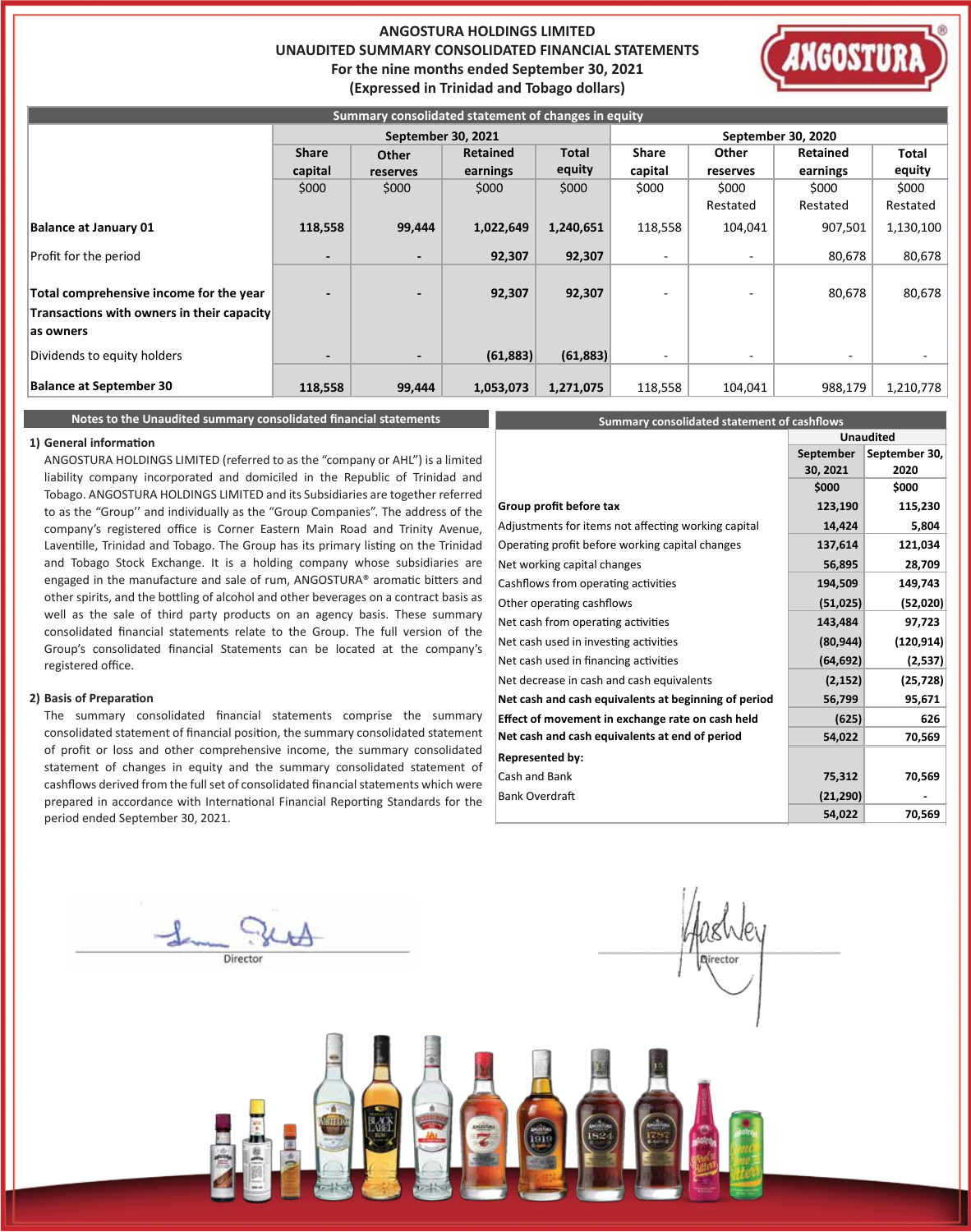# ANGOSTURA HOLDINGS LIMITED

## UNAUDITED SUMMARY CONSOLIDATED FINANCIAL STATEMENTS

**For the nine months ended September 30, 2021**

**(Expressed in Trinidad and Tobago dollars)**

### Summary consolidated statement of changes in equity

| | September 30, 2021 | | | | September 30, 2020 | | | |
|---|---|---|---|---|---|---|---|---|
| | Share capital | Other reserves | Retained earnings | Total equity | Share capital | Other reserves | Retained earnings | Total equity |
| | $000 | $000 | $000 | $000 | $000 | $000 Restated | $000 Restated | $000 Restated |
| **Balance at January 01** | **118,558** | **99,444** | **1,022,649** | **1,240,651** | 118,558 | 104,041 | 907,501 | 1,130,100 |
| Profit for the period | **-** | **-** | **92,307** | **92,307** | - | - | 80,678 | 80,678 |
| **Total comprehensive income for the year** | **-** | **-** | **92,307** | **92,307** | - | - | 80,678 | 80,678 |
| **Transactions with owners in their capacity as owners** | | | | | | | | |
| Dividends to equity holders | **-** | **-** | **(61,883)** | **(61,883)** | - | - | - | - |
| **Balance at September 30** | **118,558** | **99,444** | **1,053,073** | **1,271,075** | 118,558 | 104,041 | 988,179 | 1,210,778 |

### Notes to the Unaudited summary consolidated financial statements

**1) General information**

ANGOSTURA HOLDINGS LIMITED (referred to as the "company or AHL") is a limited liability company incorporated and domiciled in the Republic of Trinidad and Tobago. ANGOSTURA HOLDINGS LIMITED and its Subsidiaries are together referred to as the "Group'' and individually as the "Group Companies". The address of the company's registered office is Corner Eastern Main Road and Trinity Avenue, Laventille, Trinidad and Tobago. The Group has its primary listing on the Trinidad and Tobago Stock Exchange. It is a holding company whose subsidiaries are engaged in the manufacture and sale of rum, ANGOSTURA® aromatic bitters and other spirits, and the bottling of alcohol and other beverages on a contract basis as well as the sale of third party products on an agency basis. These summary consolidated financial statements relate to the Group. The full version of the Group's consolidated financial Statements can be located at the company's registered office.

**2) Basis of Preparation**

The summary consolidated financial statements comprise the summary consolidated statement of financial position, the summary consolidated statement of profit or loss and other comprehensive income, the summary consolidated statement of changes in equity and the summary consolidated statement of cashflows derived from the full set of consolidated financial statements which were prepared in accordance with International Financial Reporting Standards for the period ended September 30, 2021.

### Summary consolidated statement of cashflows

| | Unaudited | |
|---|---|---|
| | September 30, 2021 | September 30, 2020 |
| | $000 | $000 |
| **Group profit before tax** | **123,190** | **115,230** |
| Adjustments for items not affecting working capital | **14,424** | **5,804** |
| Operating profit before working capital changes | **137,614** | **121,034** |
| Net working capital changes | **56,895** | **28,709** |
| Cashflows from operating activities | **194,509** | **149,743** |
| Other operating cashflows | **(51,025)** | **(52,020)** |
| Net cash from operating activities | **143,484** | **97,723** |
| Net cash used in investing activities | **(80,944)** | **(120,914)** |
| Net cash used in financing activities | **(64,692)** | **(2,537)** |
| Net decrease in cash and cash equivalents | **(2,152)** | **(25,728)** |
| **Net cash and cash equivalents at beginning of period** | **56,799** | **95,671** |
| **Effect of movement in exchange rate on cash held** | **(625)** | **626** |
| **Net cash and cash equivalents at end of period** | **54,022** | **70,569** |
| **Represented by:** | | |
| Cash and Bank | **75,312** | **70,569** |
| Bank Overdraft | **(21,290)** | **-** |
| | **54,022** | **70,569** |

Director

Director